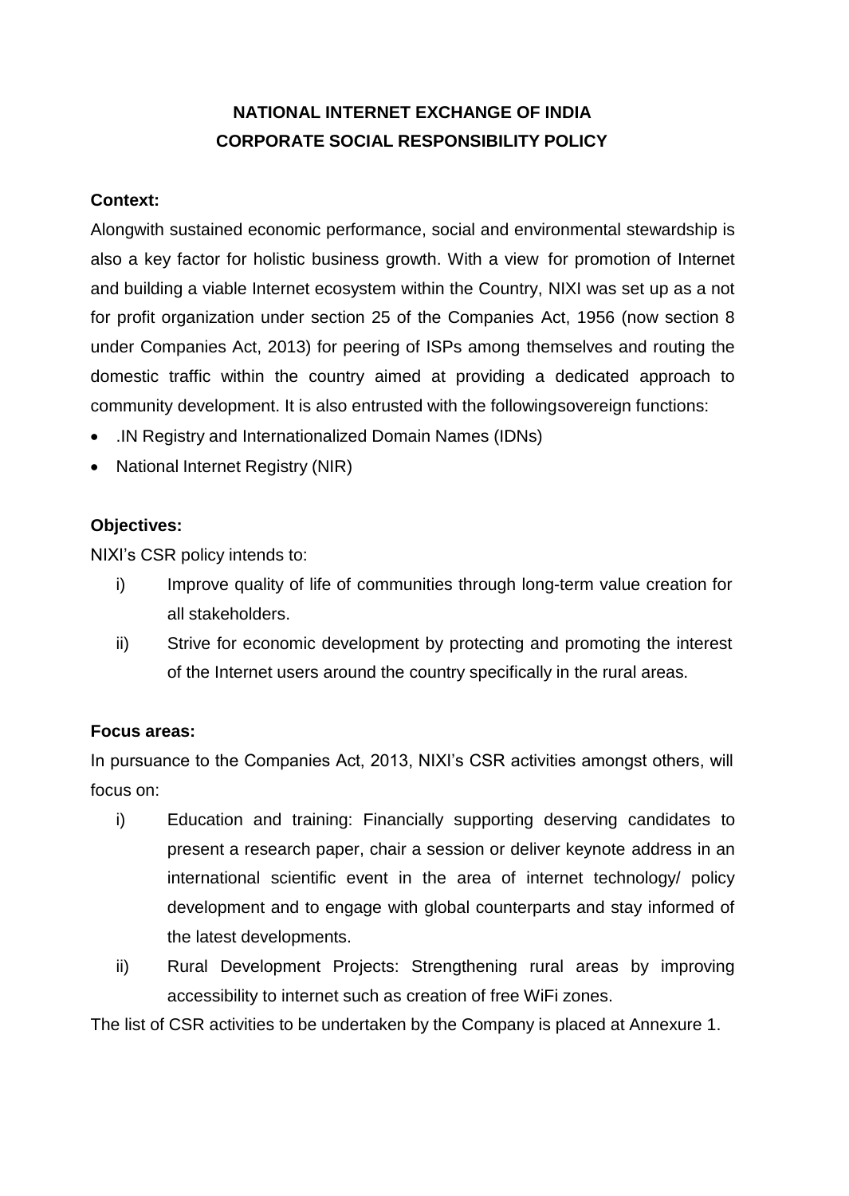# NATIONAL INTERNET EXCHANGE OF INDIA
# CORPORATE SOCIAL RESPONSIBILITY POLICY

**Context:**

Alongwith sustained economic performance, social and environmental stewardship is also a key factor for holistic business growth. With a view for promotion of Internet and building a viable Internet ecosystem within the Country, NIXI was set up as a not for profit organization under section 25 of the Companies Act, 1956 (now section 8 under Companies Act, 2013) for peering of ISPs among themselves and routing the domestic traffic within the country aimed at providing a dedicated approach to community development. It is also entrusted with the followingsovereign functions:

- .IN Registry and Internationalized Domain Names (IDNs)
- National Internet Registry (NIR)

**Objectives:**

NIXI's CSR policy intends to:

i) Improve quality of life of communities through long-term value creation for all stakeholders.

ii) Strive for economic development by protecting and promoting the interest of the Internet users around the country specifically in the rural areas.

**Focus areas:**

In pursuance to the Companies Act, 2013, NIXI's CSR activities amongst others, will focus on:

i) Education and training: Financially supporting deserving candidates to present a research paper, chair a session or deliver keynote address in an international scientific event in the area of internet technology/ policy development and to engage with global counterparts and stay informed of the latest developments.

ii) Rural Development Projects: Strengthening rural areas by improving accessibility to internet such as creation of free WiFi zones.

The list of CSR activities to be undertaken by the Company is placed at Annexure 1.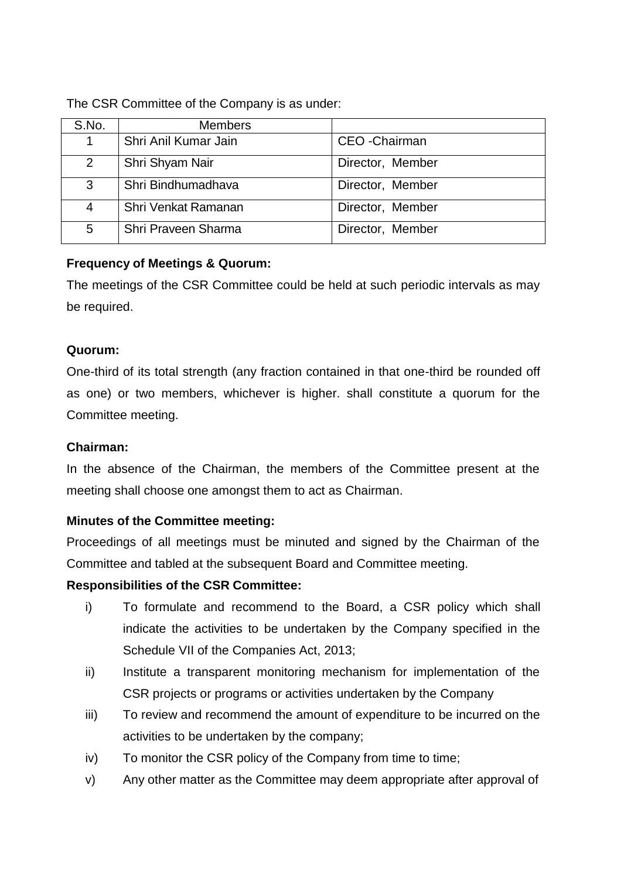The CSR Committee of the Company is as under:

| S.No. | Members | |
|---|---|---|
| 1 | Shri Anil Kumar Jain | CEO -Chairman |
| 2 | Shri Shyam Nair | Director, Member |
| 3 | Shri Bindhumadhava | Director, Member |
| 4 | Shri Venkat Ramanan | Director, Member |
| 5 | Shri Praveen Sharma | Director, Member |

**Frequency of Meetings & Quorum:**

The meetings of the CSR Committee could be held at such periodic intervals as may be required.

**Quorum:**

One-third of its total strength (any fraction contained in that one-third be rounded off as one) or two members, whichever is higher. shall constitute a quorum for the Committee meeting.

**Chairman:**

In the absence of the Chairman, the members of the Committee present at the meeting shall choose one amongst them to act as Chairman.

**Minutes of the Committee meeting:**

Proceedings of all meetings must be minuted and signed by the Chairman of the Committee and tabled at the subsequent Board and Committee meeting.

**Responsibilities of the CSR Committee:**

i) To formulate and recommend to the Board, a CSR policy which shall indicate the activities to be undertaken by the Company specified in the Schedule VII of the Companies Act, 2013;

ii) Institute a transparent monitoring mechanism for implementation of the CSR projects or programs or activities undertaken by the Company

iii) To review and recommend the amount of expenditure to be incurred on the activities to be undertaken by the company;

iv) To monitor the CSR policy of the Company from time to time;

v) Any other matter as the Committee may deem appropriate after approval of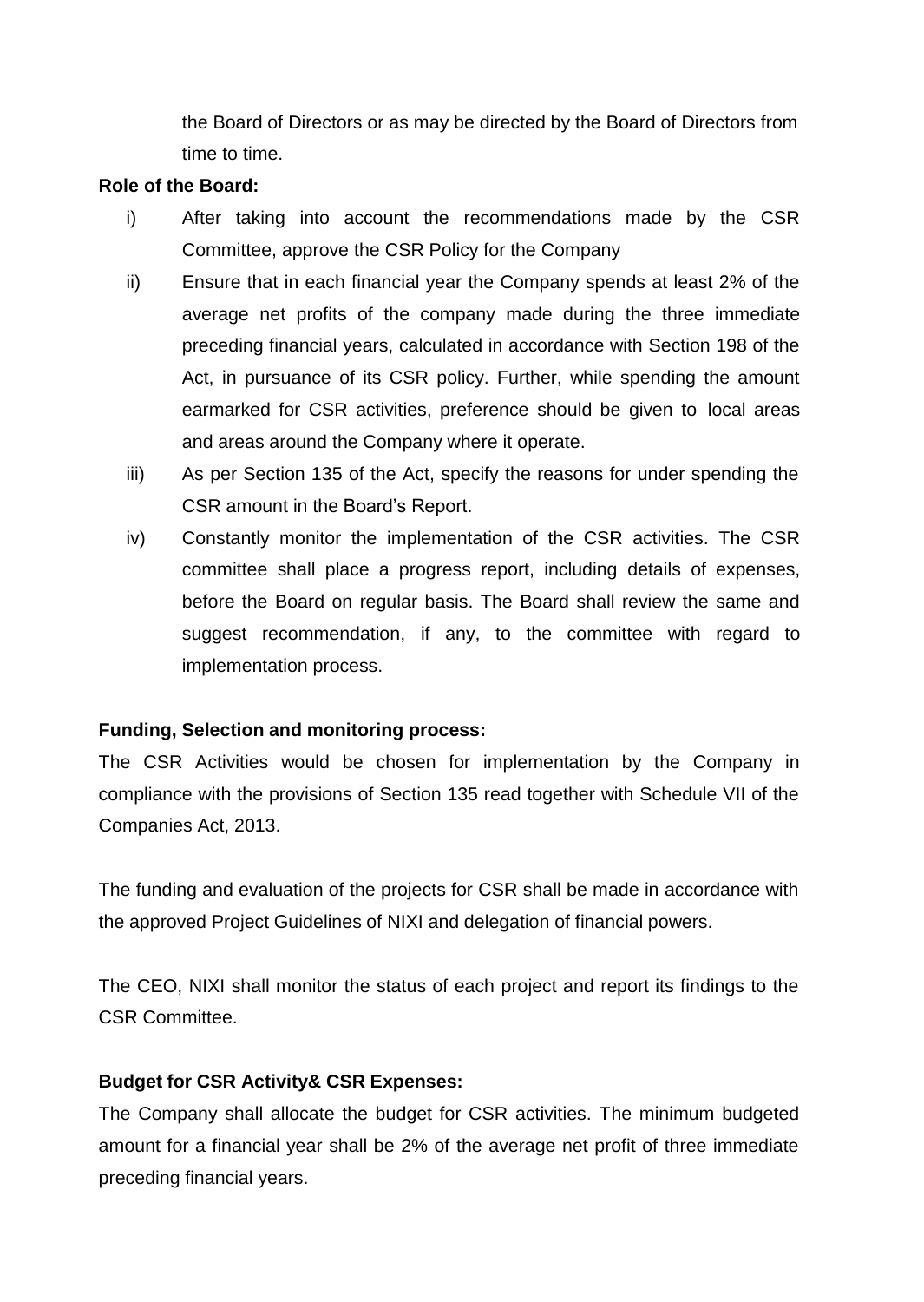the Board of Directors or as may be directed by the Board of Directors from time to time.

**Role of the Board:**

i) After taking into account the recommendations made by the CSR Committee, approve the CSR Policy for the Company

ii) Ensure that in each financial year the Company spends at least 2% of the average net profits of the company made during the three immediate preceding financial years, calculated in accordance with Section 198 of the Act, in pursuance of its CSR policy. Further, while spending the amount earmarked for CSR activities, preference should be given to local areas and areas around the Company where it operate.

iii) As per Section 135 of the Act, specify the reasons for under spending the CSR amount in the Board's Report.

iv) Constantly monitor the implementation of the CSR activities. The CSR committee shall place a progress report, including details of expenses, before the Board on regular basis. The Board shall review the same and suggest recommendation, if any, to the committee with regard to implementation process.

**Funding, Selection and monitoring process:**

The CSR Activities would be chosen for implementation by the Company in compliance with the provisions of Section 135 read together with Schedule VII of the Companies Act, 2013.

The funding and evaluation of the projects for CSR shall be made in accordance with the approved Project Guidelines of NIXI and delegation of financial powers.

The CEO, NIXI shall monitor the status of each project and report its findings to the CSR Committee.

**Budget for CSR Activity& CSR Expenses:**

The Company shall allocate the budget for CSR activities. The minimum budgeted amount for a financial year shall be 2% of the average net profit of three immediate preceding financial years.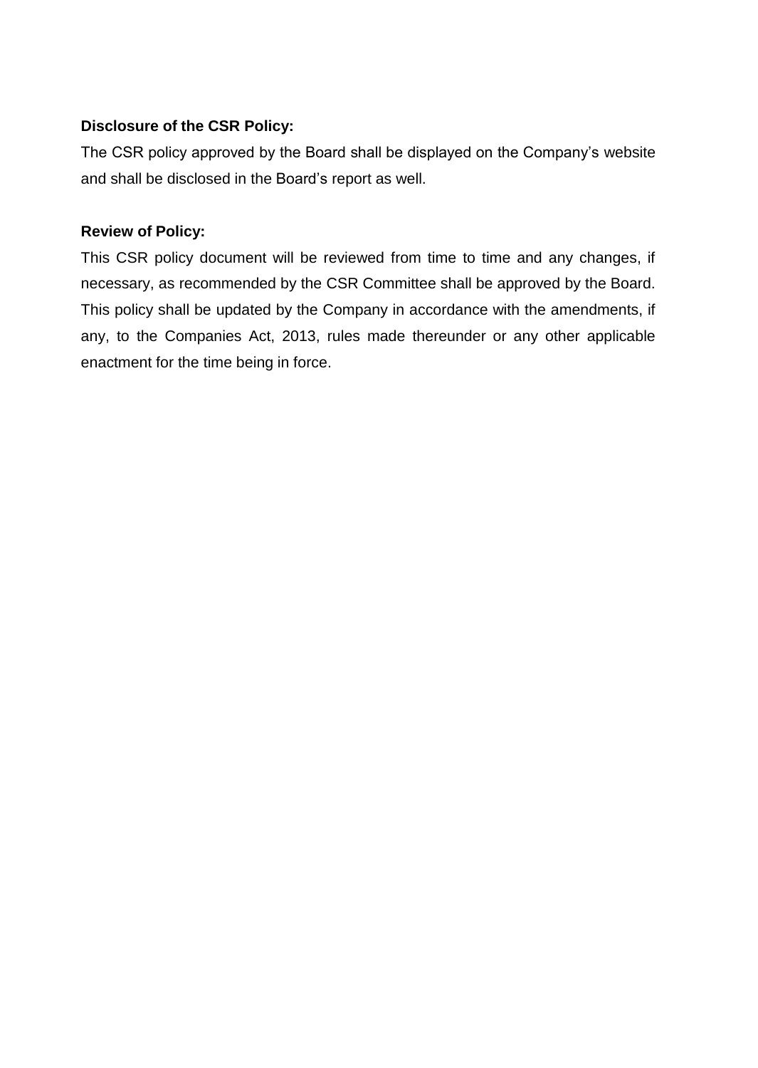**Disclosure of the CSR Policy:**

The CSR policy approved by the Board shall be displayed on the Company's website and shall be disclosed in the Board's report as well.

**Review of Policy:**

This CSR policy document will be reviewed from time to time and any changes, if necessary, as recommended by the CSR Committee shall be approved by the Board. This policy shall be updated by the Company in accordance with the amendments, if any, to the Companies Act, 2013, rules made thereunder or any other applicable enactment for the time being in force.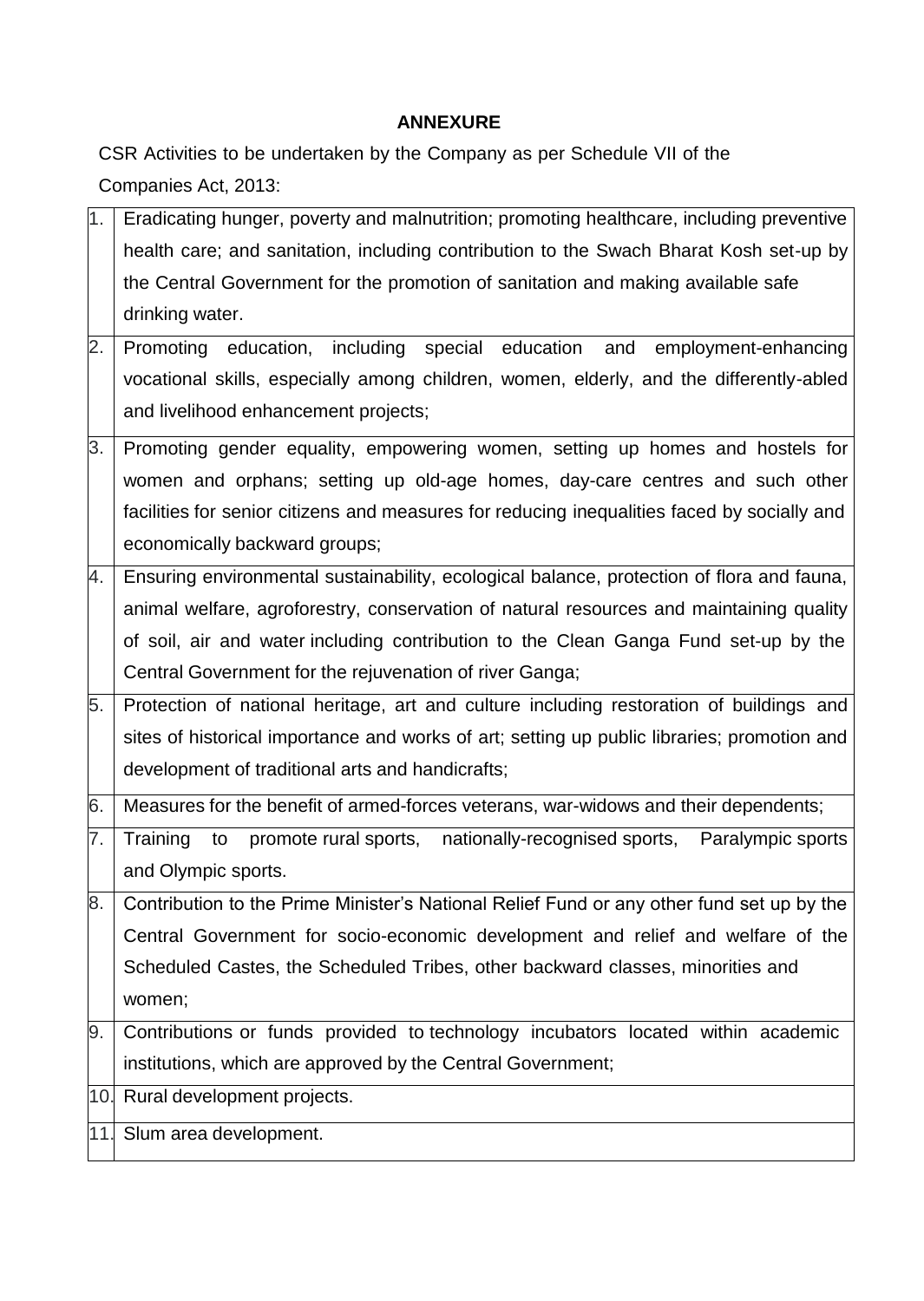## ANNEXURE

CSR Activities to be undertaken by the Company as per Schedule VII of the Companies Act, 2013:

| | |
|---|---|
| 1. | Eradicating hunger, poverty and malnutrition; promoting healthcare, including preventive health care; and sanitation, including contribution to the Swach Bharat Kosh set-up by the Central Government for the promotion of sanitation and making available safe drinking water. |
| 2. | Promoting education, including special education and employment-enhancing vocational skills, especially among children, women, elderly, and the differently-abled and livelihood enhancement projects; |
| 3. | Promoting gender equality, empowering women, setting up homes and hostels for women and orphans; setting up old-age homes, day-care centres and such other facilities for senior citizens and measures for reducing inequalities faced by socially and economically backward groups; |
| 4. | Ensuring environmental sustainability, ecological balance, protection of flora and fauna, animal welfare, agroforestry, conservation of natural resources and maintaining quality of soil, air and water including contribution to the Clean Ganga Fund set-up by the Central Government for the rejuvenation of river Ganga; |
| 5. | Protection of national heritage, art and culture including restoration of buildings and sites of historical importance and works of art; setting up public libraries; promotion and development of traditional arts and handicrafts; |
| 6. | Measures for the benefit of armed-forces veterans, war-widows and their dependents; |
| 7. | Training to promote rural sports, nationally-recognised sports, Paralympic sports and Olympic sports. |
| 8. | Contribution to the Prime Minister's National Relief Fund or any other fund set up by the Central Government for socio-economic development and relief and welfare of the Scheduled Castes, the Scheduled Tribes, other backward classes, minorities and women; |
| 9. | Contributions or funds provided to technology incubators located within academic institutions, which are approved by the Central Government; |
| 10. | Rural development projects. |
| 11. | Slum area development. |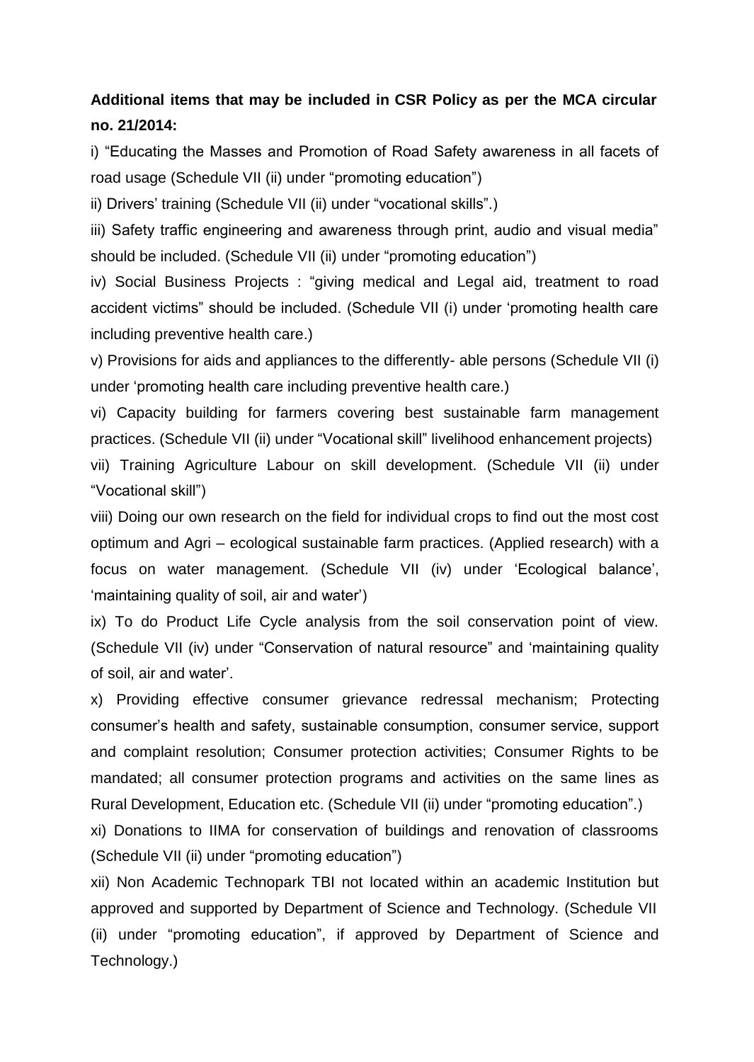**Additional items that may be included in CSR Policy as per the MCA circular no. 21/2014:**

i) "Educating the Masses and Promotion of Road Safety awareness in all facets of road usage (Schedule VII (ii) under "promoting education")

ii) Drivers' training (Schedule VII (ii) under "vocational skills".)

iii) Safety traffic engineering and awareness through print, audio and visual media" should be included. (Schedule VII (ii) under "promoting education")

iv) Social Business Projects : "giving medical and Legal aid, treatment to road accident victims" should be included. (Schedule VII (i) under 'promoting health care including preventive health care.)

v) Provisions for aids and appliances to the differently- able persons (Schedule VII (i) under 'promoting health care including preventive health care.)

vi) Capacity building for farmers covering best sustainable farm management practices. (Schedule VII (ii) under "Vocational skill" livelihood enhancement projects)

vii) Training Agriculture Labour on skill development. (Schedule VII (ii) under "Vocational skill")

viii) Doing our own research on the field for individual crops to find out the most cost optimum and Agri – ecological sustainable farm practices. (Applied research) with a focus on water management. (Schedule VII (iv) under 'Ecological balance', 'maintaining quality of soil, air and water')

ix) To do Product Life Cycle analysis from the soil conservation point of view. (Schedule VII (iv) under "Conservation of natural resource" and 'maintaining quality of soil, air and water'.

x) Providing effective consumer grievance redressal mechanism; Protecting consumer's health and safety, sustainable consumption, consumer service, support and complaint resolution; Consumer protection activities; Consumer Rights to be mandated; all consumer protection programs and activities on the same lines as Rural Development, Education etc. (Schedule VII (ii) under "promoting education".)

xi) Donations to IIMA for conservation of buildings and renovation of classrooms (Schedule VII (ii) under "promoting education")

xii) Non Academic Technopark TBI not located within an academic Institution but approved and supported by Department of Science and Technology. (Schedule VII (ii) under "promoting education", if approved by Department of Science and Technology.)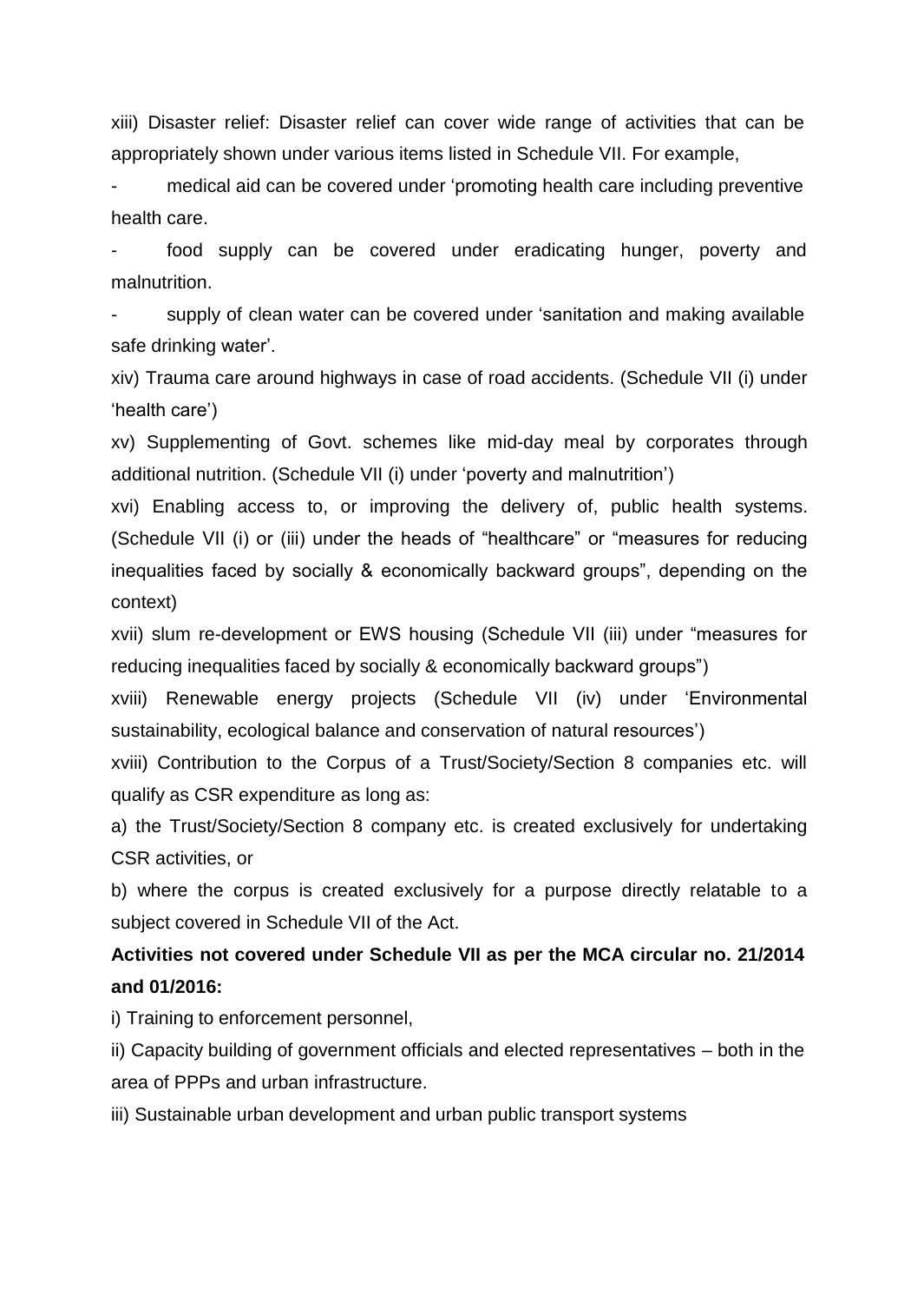xiii) Disaster relief: Disaster relief can cover wide range of activities that can be appropriately shown under various items listed in Schedule VII. For example,

- medical aid can be covered under 'promoting health care including preventive health care.
- food supply can be covered under eradicating hunger, poverty and malnutrition.
- supply of clean water can be covered under 'sanitation and making available safe drinking water'.

xiv) Trauma care around highways in case of road accidents. (Schedule VII (i) under 'health care')

xv) Supplementing of Govt. schemes like mid-day meal by corporates through additional nutrition. (Schedule VII (i) under 'poverty and malnutrition')

xvi) Enabling access to, or improving the delivery of, public health systems. (Schedule VII (i) or (iii) under the heads of "healthcare" or "measures for reducing inequalities faced by socially & economically backward groups", depending on the context)

xvii) slum re-development or EWS housing (Schedule VII (iii) under "measures for reducing inequalities faced by socially & economically backward groups")

xviii) Renewable energy projects (Schedule VII (iv) under 'Environmental sustainability, ecological balance and conservation of natural resources')

xviii) Contribution to the Corpus of a Trust/Society/Section 8 companies etc. will qualify as CSR expenditure as long as:

a) the Trust/Society/Section 8 company etc. is created exclusively for undertaking CSR activities, or

b) where the corpus is created exclusively for a purpose directly relatable to a subject covered in Schedule VII of the Act.

**Activities not covered under Schedule VII as per the MCA circular no. 21/2014 and 01/2016:**

i) Training to enforcement personnel,

ii) Capacity building of government officials and elected representatives – both in the area of PPPs and urban infrastructure.

iii) Sustainable urban development and urban public transport systems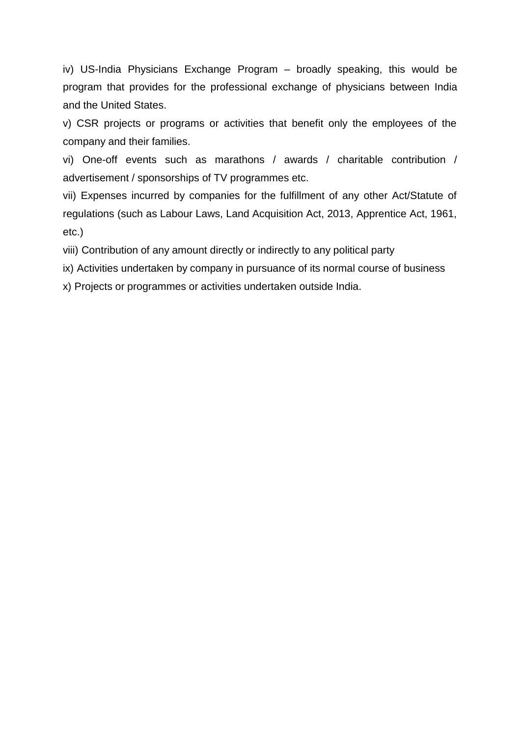iv) US-India Physicians Exchange Program – broadly speaking, this would be program that provides for the professional exchange of physicians between India and the United States.

v) CSR projects or programs or activities that benefit only the employees of the company and their families.

vi) One-off events such as marathons / awards / charitable contribution / advertisement / sponsorships of TV programmes etc.

vii) Expenses incurred by companies for the fulfillment of any other Act/Statute of regulations (such as Labour Laws, Land Acquisition Act, 2013, Apprentice Act, 1961, etc.)

viii) Contribution of any amount directly or indirectly to any political party

ix) Activities undertaken by company in pursuance of its normal course of business

x) Projects or programmes or activities undertaken outside India.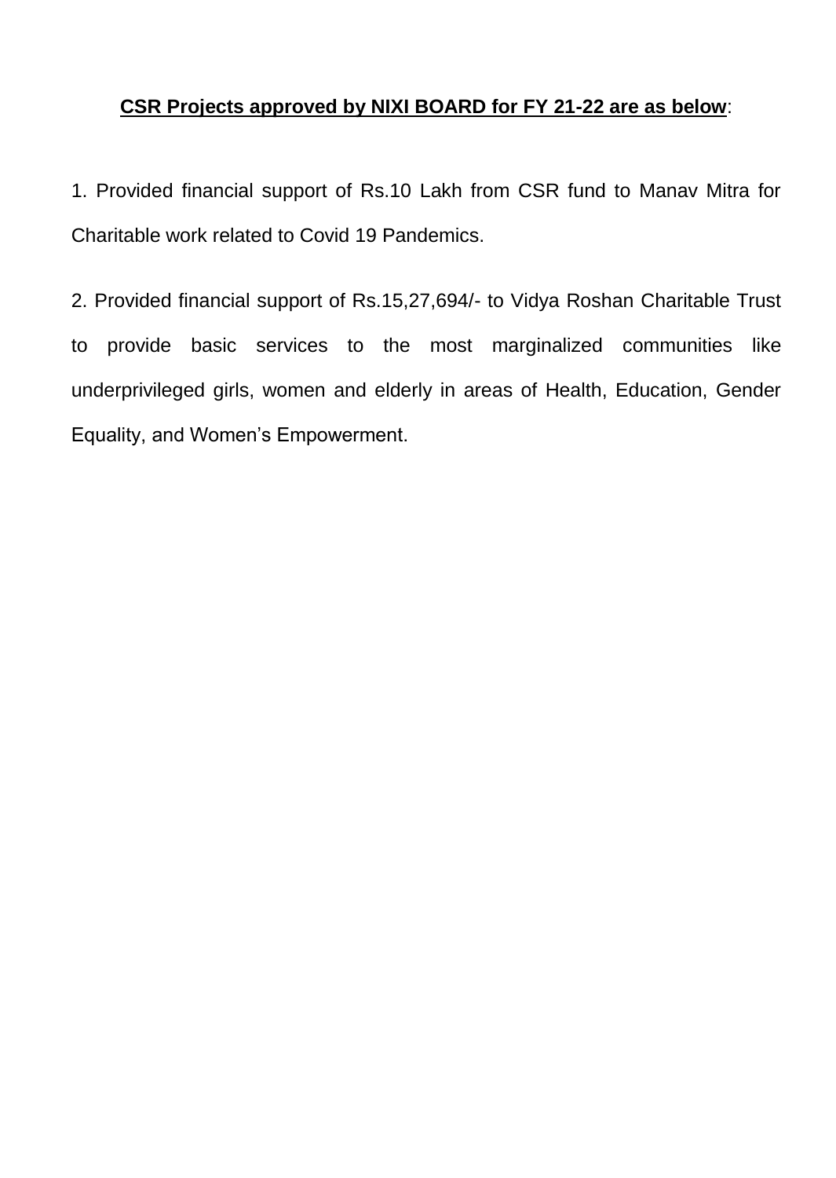**CSR Projects approved by NIXI BOARD for FY 21-22 are as below**:

1. Provided financial support of Rs.10 Lakh from CSR fund to Manav Mitra for Charitable work related to Covid 19 Pandemics.

2. Provided financial support of Rs.15,27,694/- to Vidya Roshan Charitable Trust to provide basic services to the most marginalized communities like underprivileged girls, women and elderly in areas of Health, Education, Gender Equality, and Women's Empowerment.